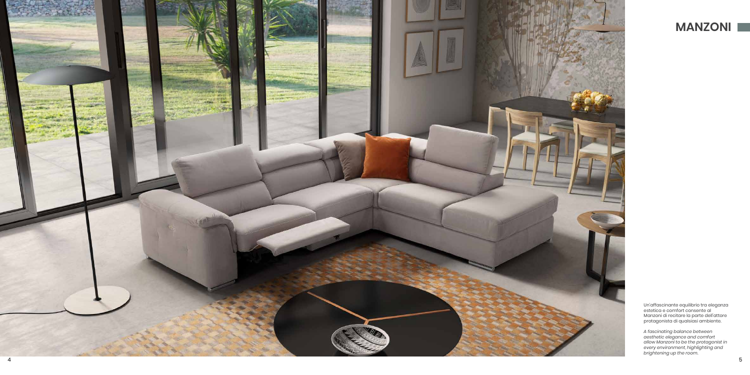# MANZONI

Un'affascinante equilibrio tra eleganza estetica e comfort consente al Manzoni di recitare la parte dell'attore protagonista di qualsiasi ambiente.

*A fascinating balance between aesthetic elegance and comfort allow Manzoni to be the protagonist in every environment, highlighting and brightening up the room.*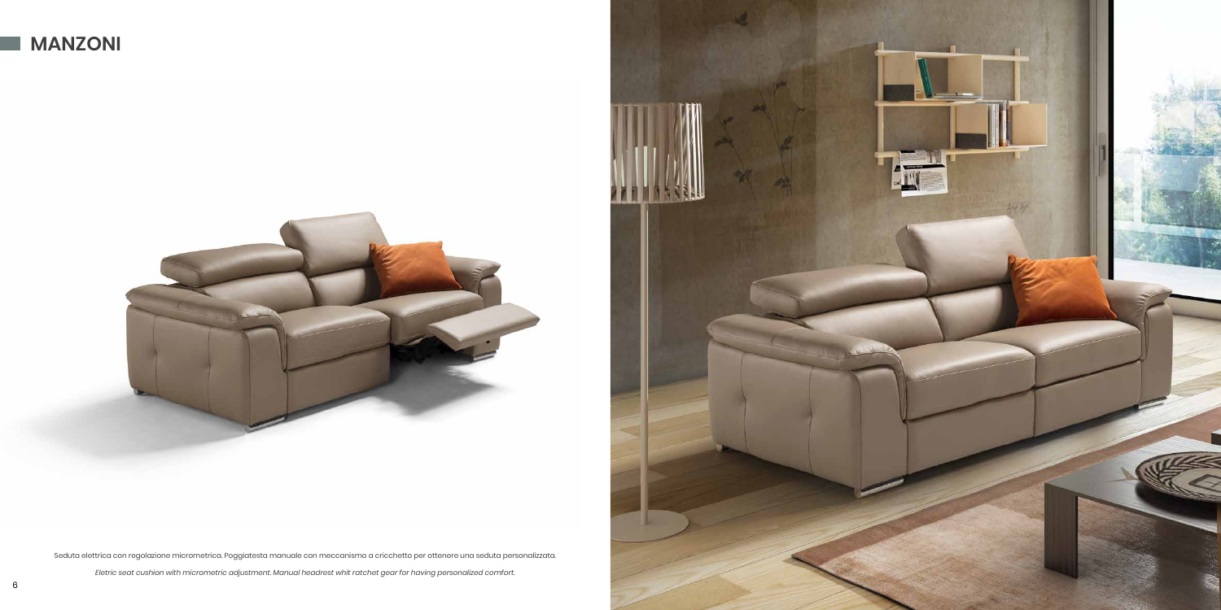## MANZONI

Seduta elettrica con regolazione micrometrica. Poggiatesta manuale con meccanismo a cricchetto per ottenere una seduta personalizzata.

*Eletric seat cushion with micrometric adjustment. Manual headrest whit ratchet gear for having personalized comfort.*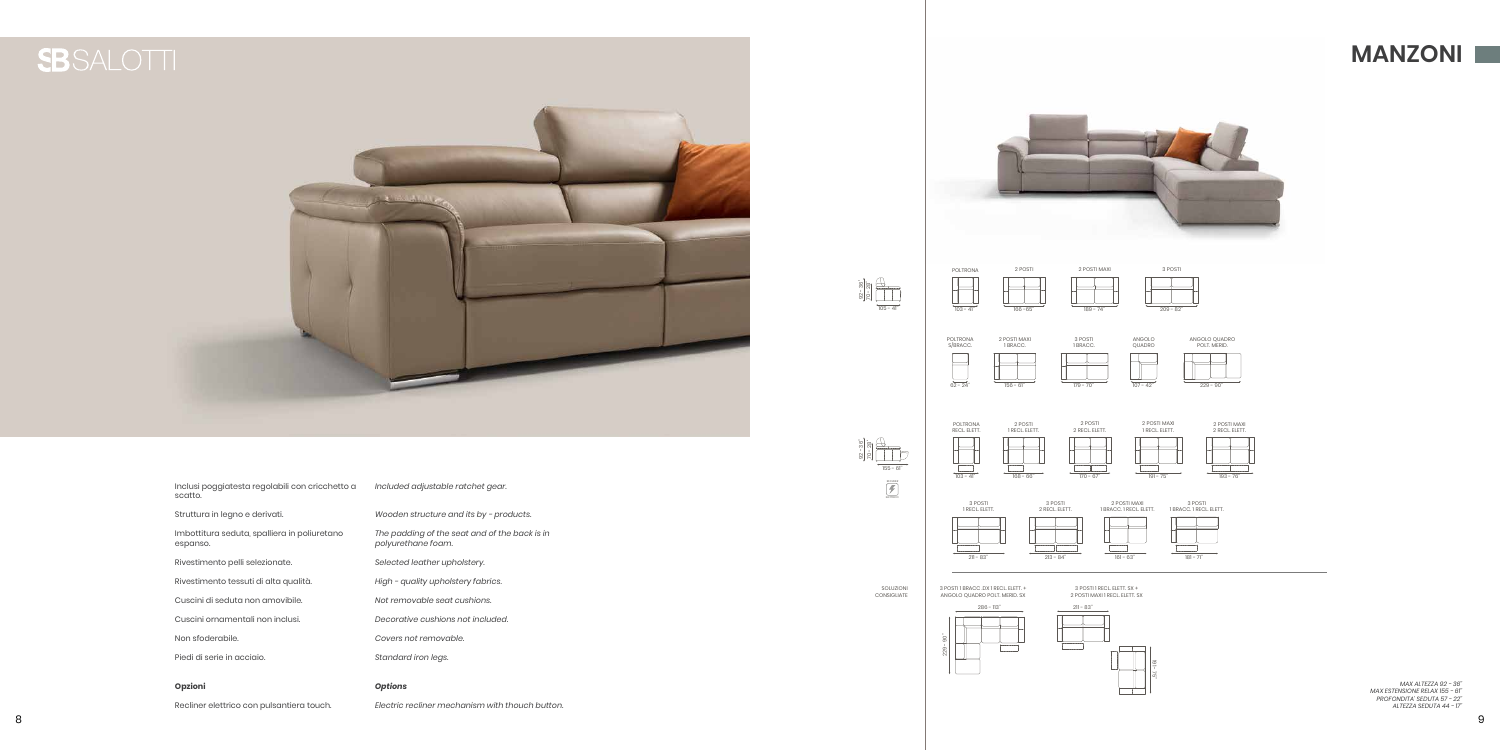# SBSALOTTI

# MANZONI

| | |
|---|---|
| Inclusi poggiatesta regolabili con cricchetto a scatto. | *Included adjustable ratchet gear.* |
| Struttura in legno e derivati. | *Wooden structure and its by - products.* |
| Imbottitura seduta, spalliera in poliuretano espanso. | *The padding of the seat and of the back is in polyurethane foam.* |
| Rivestimento pelli selezionate. | *Selected leather upholstery.* |
| Rivestimento tessuti di alta qualità. | *High - quality upholstery fabrics.* |
| Cuscini di seduta non amovibile. | *Not removable seat cushions.* |
| Cuscini ornamentali non inclusi. | *Decorative cushions not included.* |
| Non sfoderabile. | *Covers not removable.* |
| Piedi di serie in acciaio. | *Standard iron legs.* |
| **Opzioni** | ***Options*** |
| Recliner elettrico con pulsantiera touch. | *Electric recliner mechanism with thouch button.* |

POLTRONA 103 - 41"

2 POSTI 166 - 65"

2 POSTI MAXI 186 - 74"

3 POSTI 209 - 82"

POLTRONA S/BRACC. 63 - 24"

2 POSTI MAXI 1 BRACC. 156 - 61"

3 POSTI 1 BRACC. 179 - 70"

ANGOLO QUADRO 107 - 42"

ANGOLO QUADRO POLT. MERID. 229 - 90"

POLTRONA RECL. ELETT. 103 - 41"

2 POSTI 1 RECL. ELETT. 168 - 66"

2 POSTI 2 RECL. ELETT. 170 - 67"

2 POSTI MAXI 1 RECL. ELETT. 191 - 75"

2 POSTI MAXI 2 RECL. ELETT. 193 - 76"

3 POSTI 1 RECL. ELETT. 211 - 83"

3 POSTI 2 RECL. ELETT. 213 - 84"

2 POSTI MAXI 1 BRACC. 1 RECL. ELETT. 161 - 63"

3 POSTI 1 BRACC. 1 RECL. ELETT. 181 - 71"

SOLUZIONI CONSIGLIATE

3 POSTI 1 BRACC. DX 1 RECL. ELETT. + ANGOLO QUADRO POLT. MERID. SX

286 - 113"

231 - 90"

3 POSTI 1 RECL. ELETT. SX + 2 POSTI MAXI 1 RECL. ELETT. SX

211 - 83"

302 - 119"

*MAX ALTEZZA 92 - 36"*
*MAX ESTENSIONE RELAX 155 - 61"*
*PROFONDITA' SEDUTA 57 - 22"*
*ALTEZZA SEDUTA 44 - 17"*